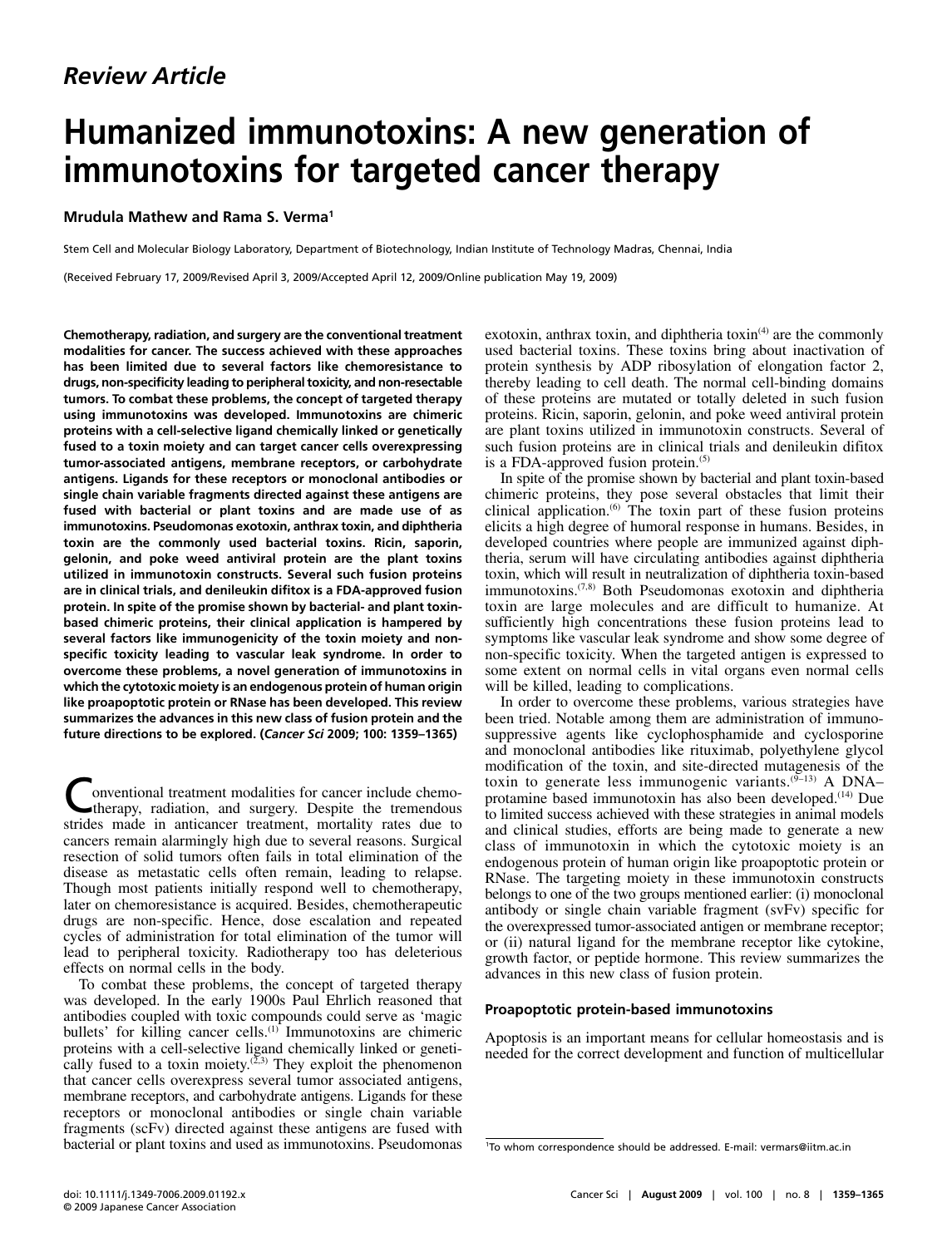*Review Article*

# Humanized immunotoxins: A new generation of immunotoxins for targeted cancer therapy

**Mrudula Mathew and Rama S. Verma**[1]

Stem Cell and Molecular Biology Laboratory, Department of Biotechnology, Indian Institute of Technology Madras, Chennai, India

(Received February 17, 2009/Revised April 3, 2009/Accepted April 12, 2009/Online publication May 19, 2009)

**Chemotherapy, radiation, and surgery are the conventional treatment modalities for cancer. The success achieved with these approaches has been limited due to several factors like chemoresistance to drugs, non-specificity leading to peripheral toxicity, and non-resectable tumors. To combat these problems, the concept of targeted therapy using immunotoxins was developed. Immunotoxins are chimeric proteins with a cell-selective ligand chemically linked or genetically fused to a toxin moiety and can target cancer cells overexpressing tumor-associated antigens, membrane receptors, or carbohydrate antigens. Ligands for these receptors or monoclonal antibodies or single chain variable fragments directed against these antigens are fused with bacterial or plant toxins and are made use of as immunotoxins. Pseudomonas exotoxin, anthrax toxin, and diphtheria toxin are the commonly used bacterial toxins. Ricin, saporin, gelonin, and poke weed antiviral protein are the plant toxins utilized in immunotoxin constructs. Several such fusion proteins are in clinical trials, and denileukin diftitox is a FDA-approved fusion protein. In spite of the promise shown by bacterial- and plant toxin-based chimeric proteins, their clinical application is hampered by several factors like immunogenicity of the toxin moiety and non-specific toxicity leading to vascular leak syndrome. In order to overcome these problems, a novel generation of immunotoxins in which the cytotoxic moiety is an endogenous protein of human origin like proapoptotic protein or RNase has been developed. This review summarizes the advances in this new class of fusion protein and the future directions to be explored. (*Cancer Sci* 2009; 100: 1359–1365)**

Conventional treatment modalities for cancer include chemotherapy, radiation, and surgery. Despite the tremendous strides made in anticancer treatment, mortality rates due to cancers remain alarmingly high due to several reasons. Surgical resection of solid tumors often fails in total elimination of the disease as metastatic cells often remain, leading to relapse. Though most patients initially respond well to chemotherapy, later on chemoresistance is acquired. Besides, chemotherapeutic drugs are non-specific. Hence, dose escalation and repeated cycles of administration for total elimination of the tumor will lead to peripheral toxicity. Radiotherapy too has deleterious effects on normal cells in the body.

To combat these problems, the concept of targeted therapy was developed. In the early 1900s Paul Ehrlich reasoned that antibodies coupled with toxic compounds could serve as 'magic bullets' for killing cancer cells.[1] Immunotoxins are chimeric proteins with a cell-selective ligand chemically linked or genetically fused to a toxin moiety.[2,3] They exploit the phenomenon that cancer cells overexpress several tumor associated antigens, membrane receptors, and carbohydrate antigens. Ligands for these receptors or monoclonal antibodies or single chain variable fragments (scFv) directed against these antigens are fused with bacterial or plant toxins and used as immunotoxins. Pseudomonas exotoxin, anthrax toxin, and diphtheria toxin[4] are the commonly used bacterial toxins. These toxins bring about inactivation of protein synthesis by ADP ribosylation of elongation factor 2, thereby leading to cell death. The normal cell-binding domains of these proteins are mutated or totally deleted in such fusion proteins. Ricin, saporin, gelonin, and poke weed antiviral protein are plant toxins utilized in immunotoxin constructs. Several of such fusion proteins are in clinical trials and denileukin difitox is a FDA-approved fusion protein.[5]

In spite of the promise shown by bacterial and plant toxin-based chimeric proteins, they pose several obstacles that limit their clinical application.[6] The toxin part of these fusion proteins elicits a high degree of humoral response in humans. Besides, in developed countries where people are immunized against diphtheria, serum will have circulating antibodies against diphtheria toxin, which will result in neutralization of diphtheria toxin-based immunotoxins.[7,8] Both Pseudomonas exotoxin and diphtheria toxin are large molecules and are difficult to humanize. At sufficiently high concentrations these fusion proteins lead to symptoms like vascular leak syndrome and show some degree of non-specific toxicity. When the targeted antigen is expressed to some extent on normal cells in vital organs even normal cells will be killed, leading to complications.

In order to overcome these problems, various strategies have been tried. Notable among them are administration of immunosuppressive agents like cyclophosphamide and cyclosporine and monoclonal antibodies like rituximab, polyethylene glycol modification of the toxin, and site-directed mutagenesis of the toxin to generate less immunogenic variants.[9–13] A DNA–protamine based immunotoxin has also been developed.[14] Due to limited success achieved with these strategies in animal models and clinical studies, efforts are being made to generate a new class of immunotoxin in which the cytotoxic moiety is an endogenous protein of human origin like proapoptotic protein or RNase. The targeting moiety in these immunotoxin constructs belongs to one of the two groups mentioned earlier: (i) monoclonal antibody or single chain variable fragment (svFv) specific for the overexpressed tumor-associated antigen or membrane receptor; or (ii) natural ligand for the membrane receptor like cytokine, growth factor, or peptide hormone. This review summarizes the advances in this new class of fusion protein.

## Proapoptotic protein-based immunotoxins

Apoptosis is an important means for cellular homeostasis and is needed for the correct development and function of multicellular

[1]To whom correspondence should be addressed. E-mail: vermars@iitm.ac.in

doi: 10.1111/j.1349-7006.2009.01192.x
© 2009 Japanese Cancer Association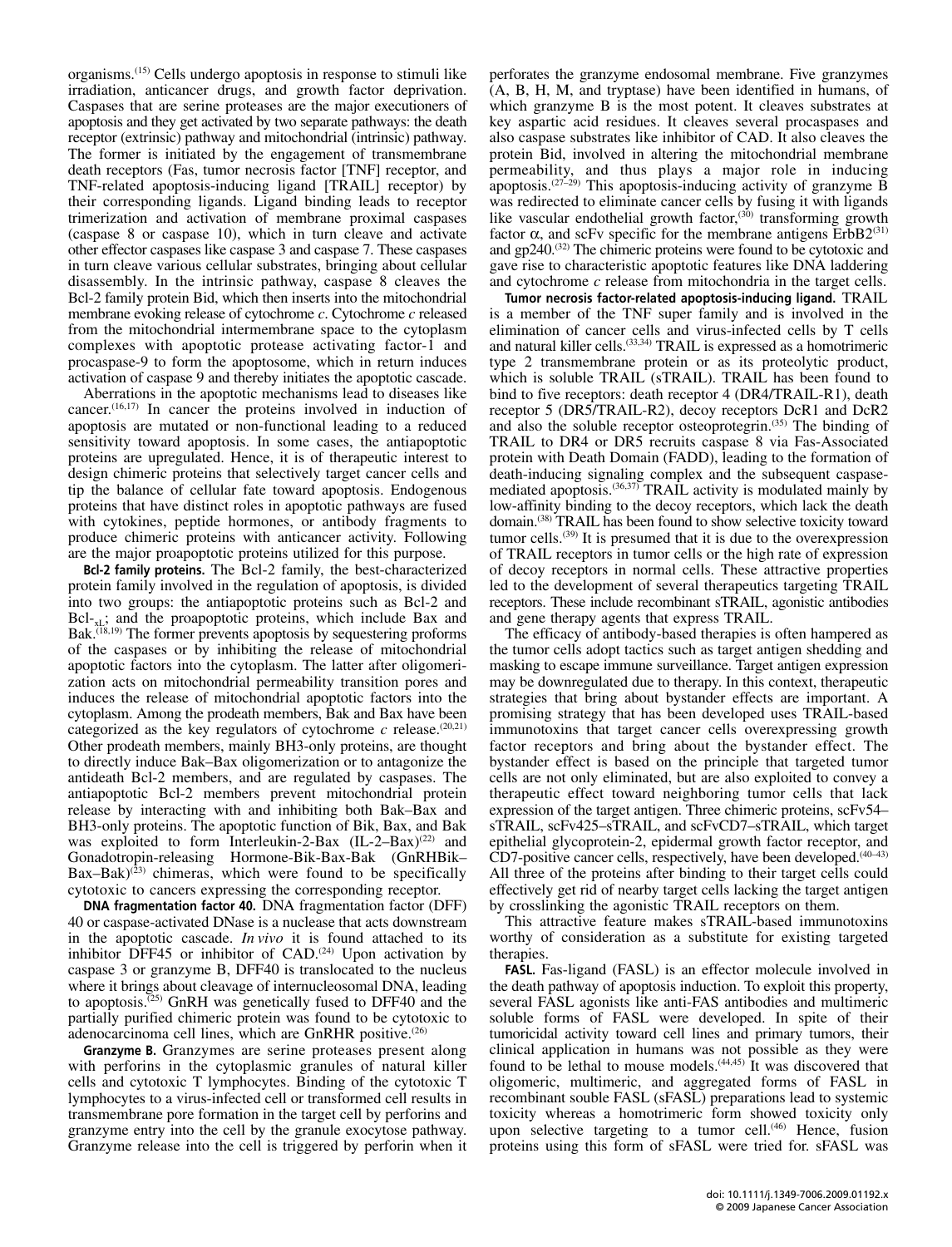organisms.[15] Cells undergo apoptosis in response to stimuli like irradiation, anticancer drugs, and growth factor deprivation. Caspases that are serine proteases are the major executioners of apoptosis and they get activated by two separate pathways: the death receptor (extrinsic) pathway and mitochondrial (intrinsic) pathway. The former is initiated by the engagement of transmembrane death receptors (Fas, tumor necrosis factor [TNF] receptor, and TNF-related apoptosis-inducing ligand [TRAIL] receptor) by their corresponding ligands. Ligand binding leads to receptor trimerization and activation of membrane proximal caspases (caspase 8 or caspase 10), which in turn cleave and activate other effector caspases like caspase 3 and caspase 7. These caspases in turn cleave various cellular substrates, bringing about cellular disassembly. In the intrinsic pathway, caspase 8 cleaves the Bcl-2 family protein Bid, which then inserts into the mitochondrial membrane evoking release of cytochrome *c*. Cytochrome *c* released from the mitochondrial intermembrane space to the cytoplasm complexes with apoptotic protease activating factor-1 and procaspase-9 to form the apoptosome, which in return induces activation of caspase 9 and thereby initiates the apoptotic cascade.

Aberrations in the apoptotic mechanisms lead to diseases like cancer.[16,17] In cancer the proteins involved in induction of apoptosis are mutated or non-functional leading to a reduced sensitivity toward apoptosis. In some cases, the antiapoptotic proteins are upregulated. Hence, it is of therapeutic interest to design chimeric proteins that selectively target cancer cells and tip the balance of cellular fate toward apoptosis. Endogenous proteins that have distinct roles in apoptotic pathways are fused with cytokines, peptide hormones, or antibody fragments to produce chimeric proteins with anticancer activity. Following are the major proapoptotic proteins utilized for this purpose.

**Bcl-2 family proteins.** The Bcl-2 family, the best-characterized protein family involved in the regulation of apoptosis, is divided into two groups: the antiapoptotic proteins such as Bcl-2 and Bcl-$_{xL}$; and the proapoptotic proteins, which include Bax and Bak.[18,19] The former prevents apoptosis by sequestering proforms of the caspases or by inhibiting the release of mitochondrial apoptotic factors into the cytoplasm. The latter after oligomerization acts on mitochondrial permeability transition pores and induces the release of mitochondrial apoptotic factors into the cytoplasm. Among the prodeath members, Bak and Bax have been categorized as the key regulators of cytochrome *c* release.[20,21] Other prodeath members, mainly BH3-only proteins, are thought to directly induce Bak–Bax oligomerization or to antagonize the antideath Bcl-2 members, and are regulated by caspases. The antiapoptotic Bcl-2 members prevent mitochondrial protein release by interacting with and inhibiting both Bak–Bax and BH3-only proteins. The apoptotic function of Bik, Bax, and Bak was exploited to form Interleukin-2-Bax (IL-2–Bax)[22] and Gonadotropin-releasing Hormone-Bik-Bax-Bak (GnRHBik–Bax–Bak)[23] chimeras, which were found to be specifically cytotoxic to cancers expressing the corresponding receptor.

**DNA fragmentation factor 40.** DNA fragmentation factor (DFF) 40 or caspase-activated DNase is a nuclease that acts downstream in the apoptotic cascade. *In vivo* it is found attached to its inhibitor DFF45 or inhibitor of CAD.[24] Upon activation by caspase 3 or granzyme B, DFF40 is translocated to the nucleus where it brings about cleavage of internucleosomal DNA, leading to apoptosis.[25] GnRH was genetically fused to DFF40 and the partially purified chimeric protein was found to be cytotoxic to adenocarcinoma cell lines, which are GnRHR positive.[26]

**Granzyme B.** Granzymes are serine proteases present along with perforins in the cytoplasmic granules of natural killer cells and cytotoxic T lymphocytes. Binding of the cytotoxic T lymphocytes to a virus-infected cell or transformed cell results in transmembrane pore formation in the target cell by perforins and granzyme entry into the cell by the granule exocytose pathway. Granzyme release into the cell is triggered by perforin when it perforates the granzyme endosomal membrane. Five granzymes (A, B, H, M, and tryptase) have been identified in humans, of which granzyme B is the most potent. It cleaves substrates at key aspartic acid residues. It cleaves several procaspases and also caspase substrates like inhibitor of CAD. It also cleaves the protein Bid, involved in altering the mitochondrial membrane permeability, and thus plays a major role in inducing apoptosis.[27–29] This apoptosis-inducing activity of granzyme B was redirected to eliminate cancer cells by fusing it with ligands like vascular endothelial growth factor,[30] transforming growth factor α, and scFv specific for the membrane antigens ErbB2[31] and gp240.[32] The chimeric proteins were found to be cytotoxic and gave rise to characteristic apoptotic features like DNA laddering and cytochrome *c* release from mitochondria in the target cells.

**Tumor necrosis factor-related apoptosis-inducing ligand.** TRAIL is a member of the TNF super family and is involved in the elimination of cancer cells and virus-infected cells by T cells and natural killer cells.[33,34] TRAIL is expressed as a homotrimeric type 2 transmembrane protein or as its proteolytic product, which is soluble TRAIL (sTRAIL). TRAIL has been found to bind to five receptors: death receptor 4 (DR4/TRAIL-R1), death receptor 5 (DR5/TRAIL-R2), decoy receptors DcR1 and DcR2 and also the soluble receptor osteoprotegrin.[35] The binding of TRAIL to DR4 or DR5 recruits caspase 8 via Fas-Associated protein with Death Domain (FADD), leading to the formation of death-inducing signaling complex and the subsequent caspase-mediated apoptosis.[36,37] TRAIL activity is modulated mainly by low-affinity binding to the decoy receptors, which lack the death domain.[38] TRAIL has been found to show selective toxicity toward tumor cells.[39] It is presumed that it is due to the overexpression of TRAIL receptors in tumor cells or the high rate of expression of decoy receptors in normal cells. These attractive properties led to the development of several therapeutics targeting TRAIL receptors. These include recombinant sTRAIL, agonistic antibodies and gene therapy agents that express TRAIL.

The efficacy of antibody-based therapies is often hampered as the tumor cells adopt tactics such as target antigen shedding and masking to escape immune surveillance. Target antigen expression may be downregulated due to therapy. In this context, therapeutic strategies that bring about bystander effects are important. A promising strategy that has been developed uses TRAIL-based immunotoxins that target cancer cells overexpressing growth factor receptors and bring about the bystander effect. The bystander effect is based on the principle that targeted tumor cells are not only eliminated, but are also exploited to convey a therapeutic effect toward neighboring tumor cells that lack expression of the target antigen. Three chimeric proteins, scFv54–sTRAIL, scFv425–sTRAIL, and scFvCD7–sTRAIL, which target epithelial glycoprotein-2, epidermal growth factor receptor, and CD7-positive cancer cells, respectively, have been developed.[40–43] All three of the proteins after binding to their target cells could effectively get rid of nearby target cells lacking the target antigen by crosslinking the agonistic TRAIL receptors on them.

This attractive feature makes sTRAIL-based immunotoxins worthy of consideration as a substitute for existing targeted therapies.

**FASL.** Fas-ligand (FASL) is an effector molecule involved in the death pathway of apoptosis induction. To exploit this property, several FASL agonists like anti-FAS antibodies and multimeric soluble forms of FASL were developed. In spite of their tumoricidal activity toward cell lines and primary tumors, their clinical application in humans was not possible as they were found to be lethal to mouse models.[44,45] It was discovered that oligomeric, multimeric, and aggregated forms of FASL in recombinant souble FASL (sFASL) preparations lead to systemic toxicity whereas a homotrimeric form showed toxicity only upon selective targeting to a tumor cell.[46] Hence, fusion proteins using this form of sFASL were tried for. sFASL was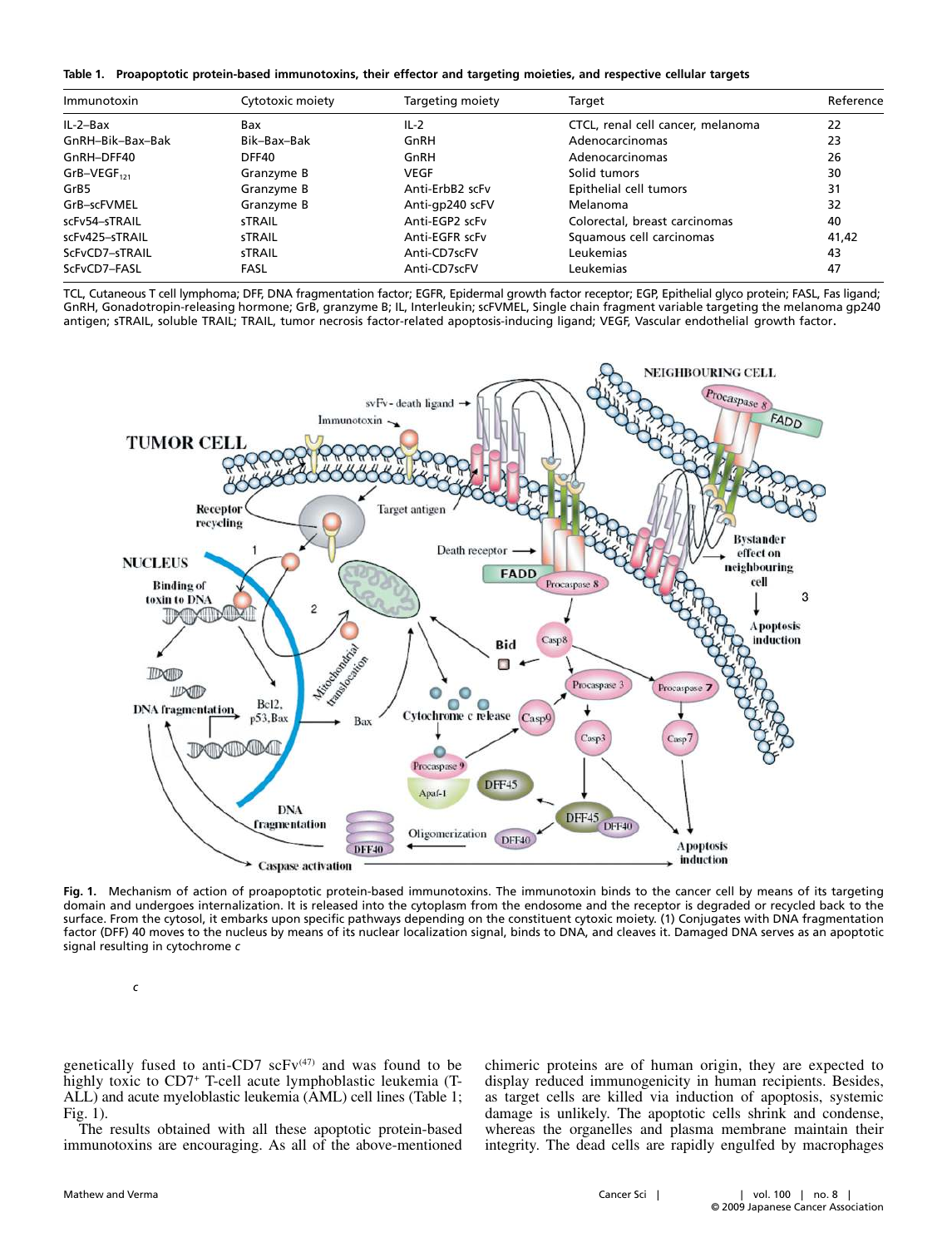**Table 1. Proapoptotic protein-based immunotoxins, their effector and targeting moieties, and respective cellular targets**

| Immunotoxin | Cytotoxic moiety | Targeting moiety | Target | Reference |
|---|---|---|---|---|
| IL-2–Bax | Bax | IL-2 | CTCL, renal cell cancer, melanoma | 22 |
| GnRH–Bik–Bax–Bak | Bik–Bax–Bak | GnRH | Adenocarcinomas | 23 |
| GnRH–DFF40 | DFF40 | GnRH | Adenocarcinomas | 26 |
| GrB–VEGF$_{121}$ | Granzyme B | VEGF | Solid tumors | 30 |
| GrB5 | Granzyme B | Anti-ErbB2 scFv | Epithelial cell tumors | 31 |
| GrB–scFVMEL | Granzyme B | Anti-gp240 scFV | Melanoma | 32 |
| scFv54–sTRAIL | sTRAIL | Anti-EGP2 scFv | Colorectal, breast carcinomas | 40 |
| scFv425–sTRAIL | sTRAIL | Anti-EGFR scFv | Squamous cell carcinomas | 41,42 |
| ScFvCD7–sTRAIL | sTRAIL | Anti-CD7scFV | Leukemias | 43 |
| ScFvCD7–FASL | FASL | Anti-CD7scFV | Leukemias | 47 |

TCL, Cutaneous T cell lymphoma; DFF, DNA fragmentation factor; EGFR, Epidermal growth factor receptor; EGP, Epithelial glyco protein; FASL, Fas ligand; GnRH, Gonadotropin-releasing hormone; GrB, granzyme B; IL, Interleukin; scFVMEL, Single chain fragment variable targeting the melanoma gp240 antigen; sTRAIL, soluble TRAIL; TRAIL, tumor necrosis factor-related apoptosis-inducing ligand; VEGF, Vascular endothelial growth factor.

**Fig. 1.** Mechanism of action of proapoptotic protein-based immunotoxins. The immunotoxin binds to the cancer cell by means of its targeting domain and undergoes internalization. It is released into the cytoplasm from the endosome and the receptor is degraded or recycled back to the surface. From the cytosol, it embarks upon specific pathways depending on the constituent cytoxic moiety. (1) Conjugates with DNA fragmentation factor (DFF) 40 moves to the nucleus by means of its nuclear localization signal, binds to DNA, and cleaves it. Damaged DNA serves as an apoptotic signal resulting in cytochrome *c*

genetically fused to anti-CD7 scFv[47] and was found to be highly toxic to CD7+ T-cell acute lymphoblastic leukemia (T-ALL) and acute myeloblastic leukemia (AML) cell lines (Table 1; Fig. 1).

The results obtained with all these apoptotic protein-based immunotoxins are encouraging. As all of the above-mentioned chimeric proteins are of human origin, they are expected to display reduced immunogenicity in human recipients. Besides, as target cells are killed via induction of apoptosis, systemic damage is unlikely. The apoptotic cells shrink and condense, whereas the organelles and plasma membrane maintain their integrity. The dead cells are rapidly engulfed by macrophages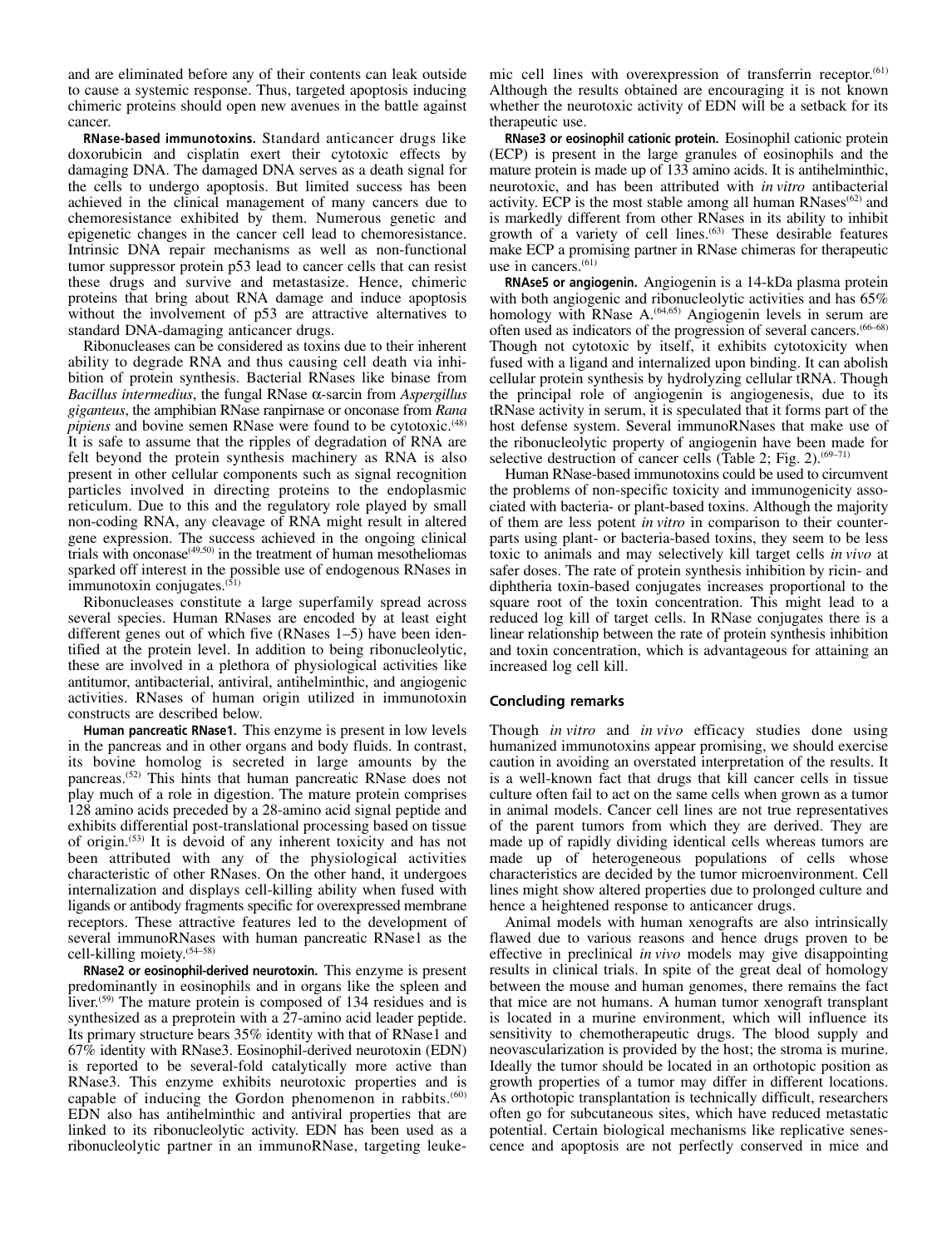and are eliminated before any of their contents can leak outside to cause a systemic response. Thus, targeted apoptosis inducing chimeric proteins should open new avenues in the battle against cancer.

**RNase-based immunotoxins.** Standard anticancer drugs like doxorubicin and cisplatin exert their cytotoxic effects by damaging DNA. The damaged DNA serves as a death signal for the cells to undergo apoptosis. But limited success has been achieved in the clinical management of many cancers due to chemoresistance exhibited by them. Numerous genetic and epigenetic changes in the cancer cell lead to chemoresistance. Intrinsic DNA repair mechanisms as well as non-functional tumor suppressor protein p53 lead to cancer cells that can resist these drugs and survive and metastasize. Hence, chimeric proteins that bring about RNA damage and induce apoptosis without the involvement of p53 are attractive alternatives to standard DNA-damaging anticancer drugs.

Ribonucleases can be considered as toxins due to their inherent ability to degrade RNA and thus causing cell death via inhibition of protein synthesis. Bacterial RNases like binase from *Bacillus intermedius*, the fungal RNase α-sarcin from *Aspergillus giganteus*, the amphibian RNase ranpirnase or onconase from *Rana pipiens* and bovine semen RNase were found to be cytotoxic.[48] It is safe to assume that the ripples of degradation of RNA are felt beyond the protein synthesis machinery as RNA is also present in other cellular components such as signal recognition particles involved in directing proteins to the endoplasmic reticulum. Due to this and the regulatory role played by small non-coding RNA, any cleavage of RNA might result in altered gene expression. The success achieved in the ongoing clinical trials with onconase[49,50] in the treatment of human mesotheliomas sparked off interest in the possible use of endogenous RNases in immunotoxin conjugates.[51]

Ribonucleases constitute a large superfamily spread across several species. Human RNases are encoded by at least eight different genes out of which five (RNases 1–5) have been identified at the protein level. In addition to being ribonucleolytic, these are involved in a plethora of physiological activities like antitumor, antibacterial, antiviral, antihelminthic, and angiogenic activities. RNases of human origin utilized in immunotoxin constructs are described below.

**Human pancreatic RNase1.** This enzyme is present in low levels in the pancreas and in other organs and body fluids. In contrast, its bovine homolog is secreted in large amounts by the pancreas.[52] This hints that human pancreatic RNase does not play much of a role in digestion. The mature protein comprises 128 amino acids preceded by a 28-amino acid signal peptide and exhibits differential post-translational processing based on tissue of origin.[53] It is devoid of any inherent toxicity and has not been attributed with any of the physiological activities characteristic of other RNases. On the other hand, it undergoes internalization and displays cell-killing ability when fused with ligands or antibody fragments specific for overexpressed membrane receptors. These attractive features led to the development of several immunoRNases with human pancreatic RNase1 as the cell-killing moiety.[54–58]

**RNase2 or eosinophil-derived neurotoxin.** This enzyme is present predominantly in eosinophils and in organs like the spleen and liver.[59] The mature protein is composed of 134 residues and is synthesized as a preprotein with a 27-amino acid leader peptide. Its primary structure bears 35% identity with that of RNase1 and 67% identity with RNase3. Eosinophil-derived neurotoxin (EDN) is reported to be several-fold catalytically more active than RNase3. This enzyme exhibits neurotoxic properties and is capable of inducing the Gordon phenomenon in rabbits.[60] EDN also has antihelminthic and antiviral properties that are linked to its ribonucleolytic activity. EDN has been used as a ribonucleolytic partner in an immunoRNase, targeting leukemic cell lines with overexpression of transferrin receptor.[61] Although the results obtained are encouraging it is not known whether the neurotoxic activity of EDN will be a setback for its therapeutic use.

**RNase3 or eosinophil cationic protein.** Eosinophil cationic protein (ECP) is present in the large granules of eosinophils and the mature protein is made up of 133 amino acids. It is antihelminthic, neurotoxic, and has been attributed with *in vitro* antibacterial activity. ECP is the most stable among all human RNases[62] and is markedly different from other RNases in its ability to inhibit growth of a variety of cell lines.[63] These desirable features make ECP a promising partner in RNase chimeras for therapeutic use in cancers.[61]

**RNAse5 or angiogenin.** Angiogenin is a 14-kDa plasma protein with both angiogenic and ribonucleolytic activities and has 65% homology with RNase A.[64,65] Angiogenin levels in serum are often used as indicators of the progression of several cancers.[66–68] Though not cytotoxic by itself, it exhibits cytotoxicity when fused with a ligand and internalized upon binding. It can abolish cellular protein synthesis by hydrolyzing cellular tRNA. Though the principal role of angiogenin is angiogenesis, due to its tRNase activity in serum, it is speculated that it forms part of the host defense system. Several immunoRNases that make use of the ribonucleolytic property of angiogenin have been made for selective destruction of cancer cells (Table 2; Fig. 2).[69–71]

Human RNase-based immunotoxins could be used to circumvent the problems of non-specific toxicity and immunogenicity associated with bacteria- or plant-based toxins. Although the majority of them are less potent *in vitro* in comparison to their counterparts using plant- or bacteria-based toxins, they seem to be less toxic to animals and may selectively kill target cells *in vivo* at safer doses. The rate of protein synthesis inhibition by ricin- and diphtheria toxin-based conjugates increases proportional to the square root of the toxin concentration. This might lead to a reduced log kill of target cells. In RNase conjugates there is a linear relationship between the rate of protein synthesis inhibition and toxin concentration, which is advantageous for attaining an increased log cell kill.

## Concluding remarks

Though *in vitro* and *in vivo* efficacy studies done using humanized immunotoxins appear promising, we should exercise caution in avoiding an overstated interpretation of the results. It is a well-known fact that drugs that kill cancer cells in tissue culture often fail to act on the same cells when grown as a tumor in animal models. Cancer cell lines are not true representatives of the parent tumors from which they are derived. They are made up of rapidly dividing identical cells whereas tumors are made up of heterogeneous populations of cells whose characteristics are decided by the tumor microenvironment. Cell lines might show altered properties due to prolonged culture and hence a heightened response to anticancer drugs.

Animal models with human xenografts are also intrinsically flawed due to various reasons and hence drugs proven to be effective in preclinical *in vivo* models may give disappointing results in clinical trials. In spite of the great deal of homology between the mouse and human genomes, there remains the fact that mice are not humans. A human tumor xenograft transplant is located in a murine environment, which will influence its sensitivity to chemotherapeutic drugs. The blood supply and neovascularization is provided by the host; the stroma is murine. Ideally the tumor should be located in an orthotopic position as growth properties of a tumor may differ in different locations. As orthotopic transplantation is technically difficult, researchers often go for subcutaneous sites, which have reduced metastatic potential. Certain biological mechanisms like replicative senescence and apoptosis are not perfectly conserved in mice and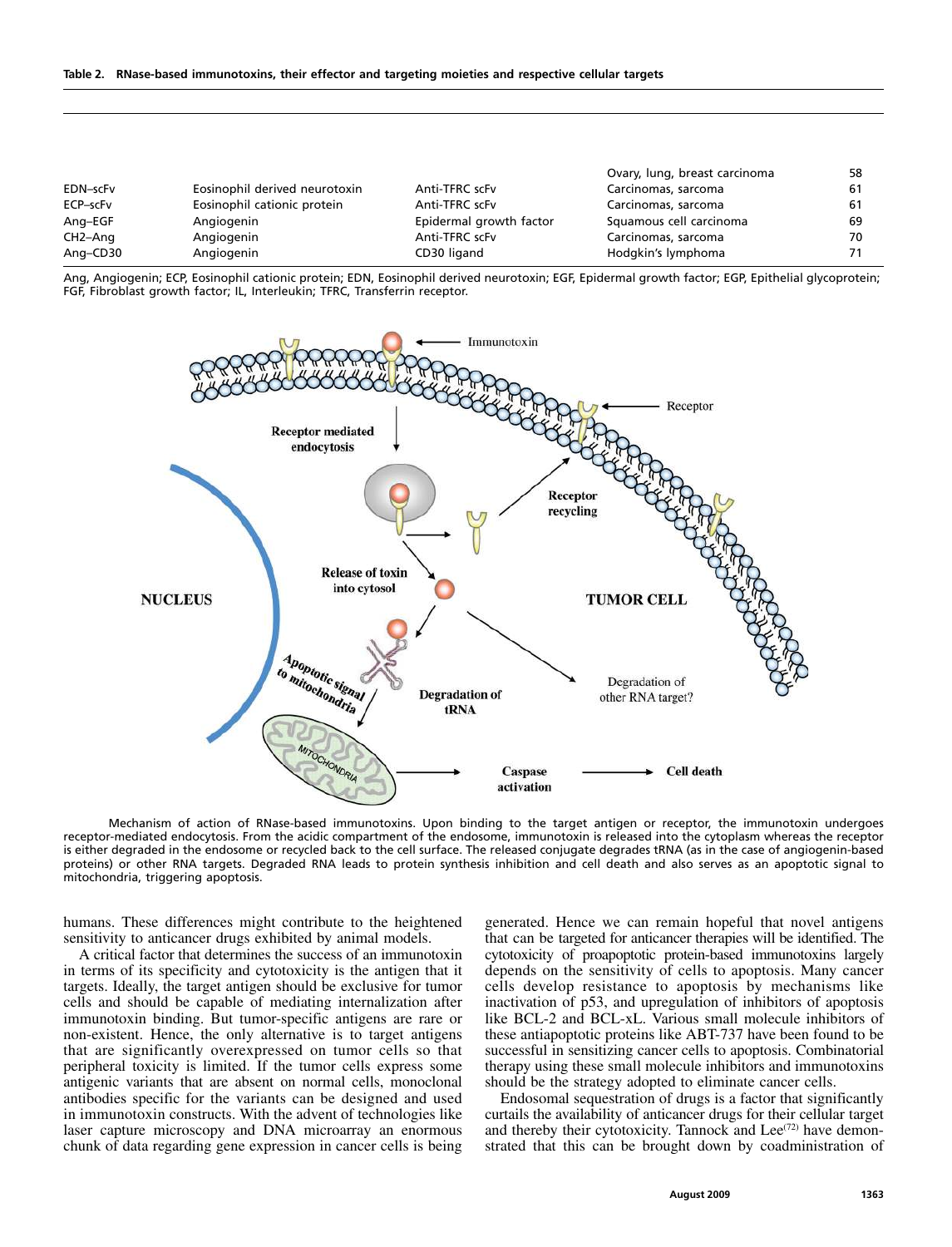**Table 2. RNase-based immunotoxins, their effector and targeting moieties and respective cellular targets**

| | | | | |
|---|---|---|---|---|
| | | | Ovary, lung, breast carcinoma | 58 |
| EDN–scFv | Eosinophil derived neurotoxin | Anti-TFRC scFv | Carcinomas, sarcoma | 61 |
| ECP–scFv | Eosinophil cationic protein | Anti-TFRC scFv | Carcinomas, sarcoma | 61 |
| Ang–EGF | Angiogenin | Epidermal growth factor | Squamous cell carcinoma | 69 |
| CH2–Ang | Angiogenin | Anti-TFRC scFv | Carcinomas, sarcoma | 70 |
| Ang–CD30 | Angiogenin | CD30 ligand | Hodgkin's lymphoma | 71 |

Ang, Angiogenin; ECP, Eosinophil cationic protein; EDN, Eosinophil derived neurotoxin; EGF, Epidermal growth factor; EGP, Epithelial glycoprotein; FGF, Fibroblast growth factor; IL, Interleukin; TFRC, Transferrin receptor.

Immunotoxin
Receptor
Receptor mediated endocytosis
Receptor recycling
Release of toxin into cytosol
NUCLEUS
TUMOR CELL
Apoptotic signal to mitochondria
Degradation of tRNA
Degradation of other RNA target?
MITOCHONDRIA
Caspase activation
Cell death

Mechanism of action of RNase-based immunotoxins. Upon binding to the target antigen or receptor, the immunotoxin undergoes receptor-mediated endocytosis. From the acidic compartment of the endosome, immunotoxin is released into the cytoplasm whereas the receptor is either degraded in the endosome or recycled back to the cell surface. The released conjugate degrades tRNA (as in the case of angiogenin-based proteins) or other RNA targets. Degraded RNA leads to protein synthesis inhibition and cell death and also serves as an apoptotic signal to mitochondria, triggering apoptosis.

humans. These differences might contribute to the heightened sensitivity to anticancer drugs exhibited by animal models.

A critical factor that determines the success of an immunotoxin in terms of its specificity and cytotoxicity is the antigen that it targets. Ideally, the target antigen should be exclusive for tumor cells and should be capable of mediating internalization after immunotoxin binding. But tumor-specific antigens are rare or non-existent. Hence, the only alternative is to target antigens that are significantly overexpressed on tumor cells so that peripheral toxicity is limited. If the tumor cells express some antigenic variants that are absent on normal cells, monoclonal antibodies specific for the variants can be designed and used in immunotoxin constructs. With the advent of technologies like laser capture microscopy and DNA microarray an enormous chunk of data regarding gene expression in cancer cells is being generated. Hence we can remain hopeful that novel antigens that can be targeted for anticancer therapies will be identified. The cytotoxicity of proapoptotic protein-based immunotoxins largely depends on the sensitivity of cells to apoptosis. Many cancer cells develop resistance to apoptosis by mechanisms like inactivation of p53, and upregulation of inhibitors of apoptosis like BCL-2 and BCL-xL. Various small molecule inhibitors of these antiapoptotic proteins like ABT-737 have been found to be successful in sensitizing cancer cells to apoptosis. Combinatorial therapy using these small molecule inhibitors and immunotoxins should be the strategy adopted to eliminate cancer cells.

Endosomal sequestration of drugs is a factor that significantly curtails the availability of anticancer drugs for their cellular target and thereby their cytotoxicity. Tannock and Lee[72] have demonstrated that this can be brought down by coadministration of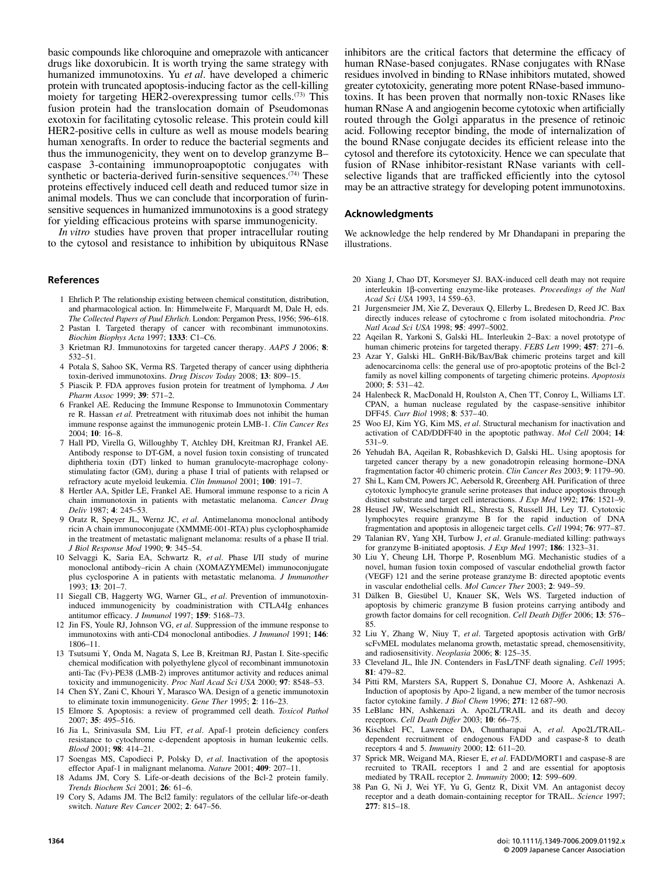basic compounds like chloroquine and omeprazole with anticancer drugs like doxorubicin. It is worth trying the same strategy with humanized immunotoxins. Yu *et al*. have developed a chimeric protein with truncated apoptosis-inducing factor as the cell-killing moiety for targeting HER2-overexpressing tumor cells.[73] This fusion protein had the translocation domain of Pseudomonas exotoxin for facilitating cytosolic release. This protein could kill HER2-positive cells in culture as well as mouse models bearing human xenografts. In order to reduce the bacterial segments and thus the immunogenicity, they went on to develop granzyme B–caspase 3-containing immunoproapoptotic conjugates with synthetic or bacteria-derived furin-sensitive sequences.[74] These proteins effectively induced cell death and reduced tumor size in animal models. Thus we can conclude that incorporation of furin-sensitive sequences in humanized immunotoxins is a good strategy for yielding efficacious proteins with sparse immunogenicity.

*In vitro* studies have proven that proper intracellular routing to the cytosol and resistance to inhibition by ubiquitous RNase inhibitors are the critical factors that determine the efficacy of human RNase-based conjugates. RNase conjugates with RNase residues involved in binding to RNase inhibitors mutated, showed greater cytotoxicity, generating more potent RNase-based immunotoxins. It has been proven that normally non-toxic RNases like human RNase A and angiogenin become cytotoxic when artificially routed through the Golgi apparatus in the presence of retinoic acid. Following receptor binding, the mode of internalization of the bound RNase conjugate decides its efficient release into the cytosol and therefore its cytotoxicity. Hence we can speculate that fusion of RNase inhibitor-resistant RNase variants with cell-selective ligands that are trafficked efficiently into the cytosol may be an attractive strategy for developing potent immunotoxins.

## Acknowledgments

We acknowledge the help rendered by Mr Dhandapani in preparing the illustrations.

## References

1 Ehrlich P. The relationship existing between chemical constitution, distribution, and pharmacological action. In: Himmelweite F, Marquardt M, Dale H, eds. *The Collected Papers of Paul Ehrlich*. London: Pergamon Press, 1956; 596–618.

2 Pastan I. Targeted therapy of cancer with recombinant immunotoxins. *Biochim Biophys Acta* 1997; **1333**: C1–C6.

3 Kreitman RJ. Immunotoxins for targeted cancer therapy. *AAPS J* 2006; **8**: 532–51.

4 Potala S, Sahoo SK, Verma RS. Targeted therapy of cancer using diphtheria toxin-derived immunotoxins. *Drug Discov Today* 2008; **13**: 809–15.

5 Piascik P. FDA approves fusion protein for treatment of lymphoma. *J Am Pharm Assoc* 1999; **39**: 571–2.

6 Frankel AE. Reducing the Immune Response to Immunotoxin Commentary re R. Hassan *et al.* Pretreatment with rituximab does not inhibit the human immune response against the immunogenic protein LMB-1. *Clin Cancer Res* 2004; **10**: 16–8.

7 Hall PD, Virella G, Willoughby T, Atchley DH, Kreitman RJ, Frankel AE. Antibody response to DT-GM, a novel fusion toxin consisting of truncated diphtheria toxin (DT) linked to human granulocyte-macrophage colony-stimulating factor (GM), during a phase I trial of patients with relapsed or refractory acute myeloid leukemia. *Clin Immunol* 2001; **100**: 191–7.

8 Hertler AA, Spitler LE, Frankel AE. Humoral immune response to a ricin A chain immunotoxin in patients with metastatic melanoma. *Cancer Drug Deliv* 1987; **4**: 245–53.

9 Oratz R, Speyer JL, Wernz JC, *et al*. Antimelanoma monoclonal antibody ricin A chain immunoconjugate (XMMME-001-RTA) plus cyclophosphamide in the treatment of metastatic malignant melanoma: results of a phase II trial. *J Biol Response Mod* 1990; **9**: 345–54.

10 Selvaggi K, Saria EA, Schwartz R, *et al*. Phase I/II study of murine monoclonal antibody–ricin A chain (XOMAZYMEMel) immunoconjugate plus cyclosporine A in patients with metastatic melanoma. *J Immunother* 1993; **13**: 201–7.

11 Siegall CB, Haggerty WG, Warner GL, *et al*. Prevention of immunotoxin-induced immunogenicity by coadministration with CTLA4Ig enhances antitumor efficacy. *J Immunol* 1997; **159**: 5168–73.

12 Jin FS, Youle RJ, Johnson VG, *et al*. Suppression of the immune response to immunotoxins with anti-CD4 monoclonal antibodies. *J Immunol* 1991; **146**: 1806–11.

13 Tsutsumi Y, Onda M, Nagata S, Lee B, Kreitman RJ, Pastan I. Site-specific chemical modification with polyethylene glycol of recombinant immunotoxin anti-Tac (Fv)-PE38 (LMB-2) improves antitumor activity and reduces animal toxicity and immunogenicity. *Proc Natl Acad Sci USA* 2000; **97**: 8548–53.

14 Chen SY, Zani C, Khouri Y, Marasco WA. Design of a genetic immunotoxin to eliminate toxin immunogenicity. *Gene Ther* 1995; **2**: 116–23.

15 Elmore S. Apoptosis: a review of programmed cell death. *Toxicol Pathol* 2007; **35**: 495–516.

16 Jia L, Srinivasula SM, Liu FT, *et al*. Apaf-1 protein deficiency confers resistance to cytochrome c-dependent apoptosis in human leukemic cells. *Blood* 2001; **98**: 414–21.

17 Soengas MS, Capodieci P, Polsky D, *et al*. Inactivation of the apoptosis effector Apaf-1 in malignant melanoma. *Nature* 2001; **409**: 207–11.

18 Adams JM, Cory S. Life-or-death decisions of the Bcl-2 protein family. *Trends Biochem Sci* 2001; **26**: 61–6.

19 Cory S, Adams JM. The Bcl2 family: regulators of the cellular life-or-death switch. *Nature Rev Cancer* 2002; **2**: 647–56.

20 Xiang J, Chao DT, Korsmeyer SJ. BAX-induced cell death may not require interleukin 1β-converting enzyme-like proteases. *Proceedings of the Natl Acad Sci USA* 1993, 14 559–63.

21 Jurgensmeier JM, Xie Z, Deveraux Q, Ellerby L, Bredesen D, Reed JC. Bax directly induces release of cytochrome c from isolated mitochondria. *Proc Natl Acad Sci USA* 1998; **95**: 4997–5002.

22 Aqeilan R, Yarkoni S, Galski HL. Interleukin 2–Bax: a novel prototype of human chimeric proteins for targeted therapy. *FEBS Lett* 1999; **457**: 271–6.

23 Azar Y, Galski HL. GnRH-Bik/Bax/Bak chimeric proteins target and kill adenocarcinoma cells: the general use of pro-apoptotic proteins of the Bcl-2 family as novel killing components of targeting chimeric proteins. *Apoptosis* 2000; **5**: 531–42.

24 Halenbeck R, MacDonald H, Roulston A, Chen TT, Conroy L, Williams LT. CPAN, a human nuclease regulated by the caspase-sensitive inhibitor DFF45. *Curr Biol* 1998; **8**: 537–40.

25 Woo EJ, Kim YG, Kim MS, *et al*. Structural mechanism for inactivation and activation of CAD/DDFF40 in the apoptotic pathway. *Mol Cell* 2004; **14**: 531–9.

26 Yehudah BA, Aqeilan R, Robashkevich D, Galski HL. Using apoptosis for targeted cancer therapy by a new gonadotropin releasing hormone–DNA fragmentation factor 40 chimeric protein. *Clin Cancer Res* 2003; **9**: 1179–90.

27 Shi L, Kam CM, Powers JC, Aebersold R, Greenberg AH. Purification of three cytotoxic lymphocyte granule serine proteases that induce apoptosis through distinct substrate and target cell interactions. *J Exp Med* 1992; **176**: 1521–9.

28 Heusel JW, Wesselschmidt RL, Shresta S, Russell JH, Ley TJ. Cytotoxic lymphocytes require granzyme B for the rapid induction of DNA fragmentation and apoptosis in allogeneic target cells. *Cell* 1994; **76**: 977–87.

29 Talanian RV, Yang XH, Turbow J, *et al*. Granule-mediated killing: pathways for granzyme B-initiated apoptosis. *J Exp Med* 1997; **186**: 1323–31.

30 Liu Y, Cheung LH, Thorpe P, Rosenblum MG. Mechanistic studies of a novel, human fusion toxin composed of vascular endothelial growth factor (VEGF) 121 and the serine protease granzyme B: directed apoptotic events in vascular endothelial cells. *Mol Cancer Ther* 2003; **2**: 949–59.

31 Dälken B, Giesübel U, Knauer SK, Wels WS. Targeted induction of apoptosis by chimeric granzyme B fusion proteins carrying antibody and growth factor domains for cell recognition. *Cell Death Differ* 2006; **13**: 576–85.

32 Liu Y, Zhang W, Niuy T, *et al*. Targeted apoptosis activation with GrB/scFvMEL modulates melanoma growth, metastatic spread, chemosensitivity, and radiosensitivity. *Neoplasia* 2006; **8**: 125–35.

33 Cleveland JL, Ihle JN. Contenders in FasL/TNF death signaling. *Cell* 1995; **81**: 479–82.

34 Pitti RM, Marsters SA, Ruppert S, Donahue CJ, Moore A, Ashkenazi A. Induction of apoptosis by Apo-2 ligand, a new member of the tumor necrosis factor cytokine family. *J Biol Chem* 1996; **271**: 12 687–90.

35 LeBlanc HN, Ashkenazi A. Apo2L/TRAIL and its death and decoy receptors. *Cell Death Differ* 2003; **10**: 66–75.

36 Kischkel FC, Lawrence DA, Chuntharapai A, *et al*. Apo2L/TRAIL-dependent recruitment of endogenous FADD and caspase-8 to death receptors 4 and 5. *Immunity* 2000; **12**: 611–20.

37 Sprick MR, Weigand MA, Rieser E, *et al*. FADD/MORT1 and caspase-8 are recruited to TRAIL receptors 1 and 2 and are essential for apoptosis mediated by TRAIL receptor 2. *Immunity* 2000; **12**: 599–609.

38 Pan G, Ni J, Wei YF, Yu G, Gentz R, Dixit VM. An antagonist decoy receptor and a death domain-containing receptor for TRAIL. *Science* 1997; **277**: 815–18.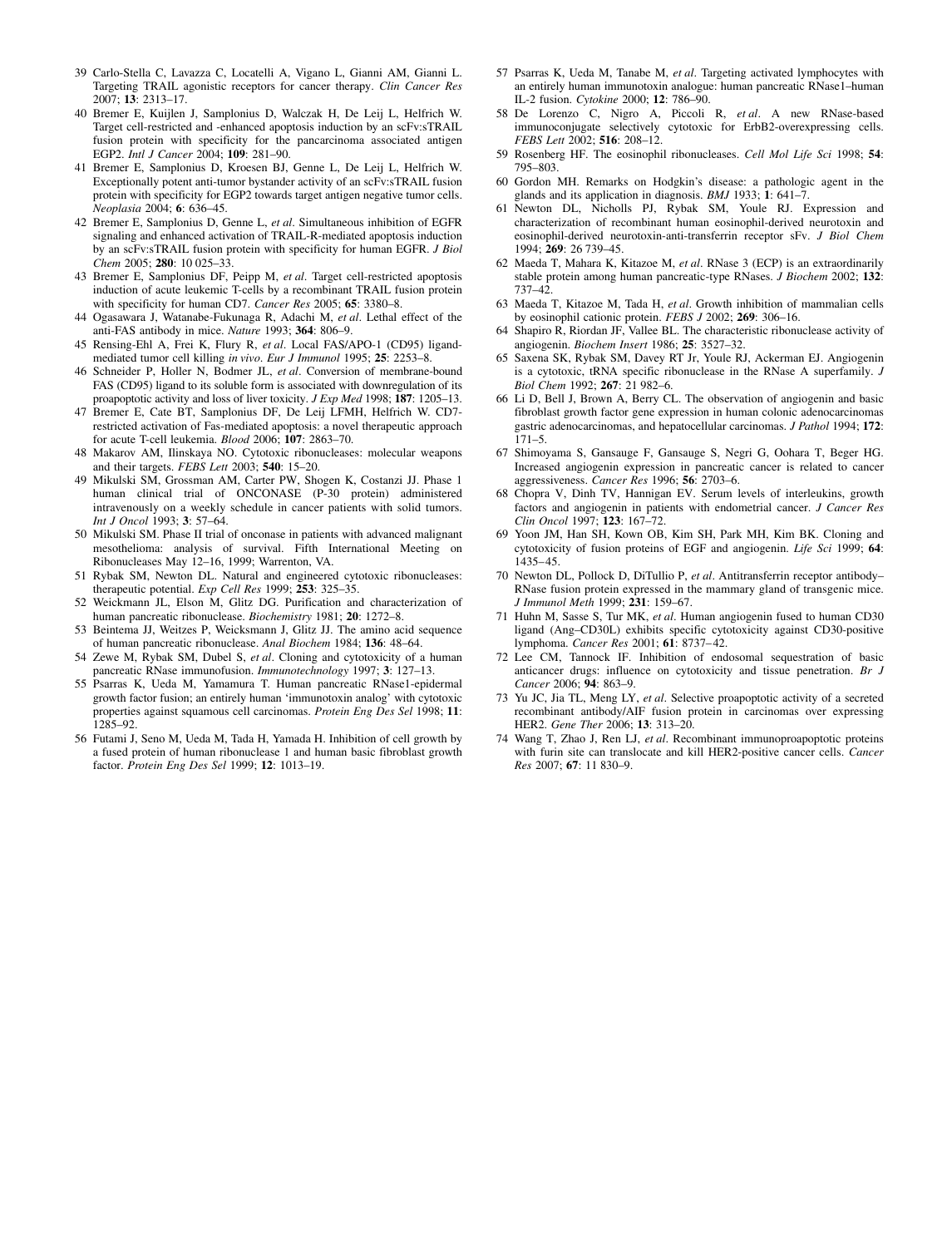39 Carlo-Stella C, Lavazza C, Locatelli A, Vigano L, Gianni AM, Gianni L. Targeting TRAIL agonistic receptors for cancer therapy. *Clin Cancer Res* 2007; **13**: 2313–17.

40 Bremer E, Kuijlen J, Samplonius D, Walczak H, De Leij L, Helfrich W. Target cell-restricted and -enhanced apoptosis induction by an scFv:sTRAIL fusion protein with specificity for the pancarcinoma associated antigen EGP2. *Intl J Cancer* 2004; **109**: 281–90.

41 Bremer E, Samplonius D, Kroesen BJ, Genne L, De Leij L, Helfrich W. Exceptionally potent anti-tumor bystander activity of an scFv:sTRAIL fusion protein with specificity for EGP2 towards target antigen negative tumor cells. *Neoplasia* 2004; **6**: 636–45.

42 Bremer E, Samplonius D, Genne L, *et al*. Simultaneous inhibition of EGFR signaling and enhanced activation of TRAIL-R-mediated apoptosis induction by an scFv:sTRAIL fusion protein with specificity for human EGFR. *J Biol Chem* 2005; **280**: 10 025–33.

43 Bremer E, Samplonius DF, Peipp M, *et al*. Target cell-restricted apoptosis induction of acute leukemic T-cells by a recombinant TRAIL fusion protein with specificity for human CD7. *Cancer Res* 2005; **65**: 3380–8.

44 Ogasawara J, Watanabe-Fukunaga R, Adachi M, *et al*. Lethal effect of the anti-FAS antibody in mice. *Nature* 1993; **364**: 806–9.

45 Rensing-Ehl A, Frei K, Flury R, *et al*. Local FAS/APO-1 (CD95) ligand-mediated tumor cell killing *in vivo*. *Eur J Immunol* 1995; **25**: 2253–8.

46 Schneider P, Holler N, Bodmer JL, *et al*. Conversion of membrane-bound FAS (CD95) ligand to its soluble form is associated with downregulation of its proapoptotic activity and loss of liver toxicity. *J Exp Med* 1998; **187**: 1205–13.

47 Bremer E, Cate BT, Samplonius DF, De Leij LFMH, Helfrich W. CD7-restricted activation of Fas-mediated apoptosis: a novel therapeutic approach for acute T-cell leukemia. *Blood* 2006; **107**: 2863–70.

48 Makarov AM, Ilinskaya NO. Cytotoxic ribonucleases: molecular weapons and their targets. *FEBS Lett* 2003; **540**: 15–20.

49 Mikulski SM, Grossman AM, Carter PW, Shogen K, Costanzi JJ. Phase 1 human clinical trial of ONCONASE (P-30 protein) administered intravenously on a weekly schedule in cancer patients with solid tumors. *Int J Oncol* 1993; **3**: 57–64.

50 Mikulski SM. Phase II trial of onconase in patients with advanced malignant mesothelioma: analysis of survival. Fifth International Meeting on Ribonucleases May 12–16, 1999; Warrenton, VA.

51 Rybak SM, Newton DL. Natural and engineered cytotoxic ribonucleases: therapeutic potential. *Exp Cell Res* 1999; **253**: 325–35.

52 Weickmann JL, Elson M, Glitz DG. Purification and characterization of human pancreatic ribonuclease. *Biochemistry* 1981; **20**: 1272–8.

53 Beintema JJ, Weitzes P, Weicksmann J, Glitz JJ. The amino acid sequence of human pancreatic ribonuclease. *Anal Biochem* 1984; **136**: 48–64.

54 Zewe M, Rybak SM, Dubel S, *et al*. Cloning and cytotoxicity of a human pancreatic RNase immunofusion. *Immunotechnology* 1997; **3**: 127–13.

55 Psarras K, Ueda M, Yamamura T. Human pancreatic RNase1-epidermal growth factor fusion; an entirely human 'immunotoxin analog' with cytotoxic properties against squamous cell carcinomas. *Protein Eng Des Sel* 1998; **11**: 1285–92.

56 Futami J, Seno M, Ueda M, Tada H, Yamada H. Inhibition of cell growth by a fused protein of human ribonuclease 1 and human basic fibroblast growth factor. *Protein Eng Des Sel* 1999; **12**: 1013–19.

57 Psarras K, Ueda M, Tanabe M, *et al*. Targeting activated lymphocytes with an entirely human immunotoxin analogue: human pancreatic RNase1–human IL-2 fusion. *Cytokine* 2000; **12**: 786–90.

58 De Lorenzo C, Nigro A, Piccoli R, *et al*. A new RNase-based immunoconjugate selectively cytotoxic for ErbB2-overexpressing cells. *FEBS Lett* 2002; **516**: 208–12.

59 Rosenberg HF. The eosinophil ribonucleases. *Cell Mol Life Sci* 1998; **54**: 795–803.

60 Gordon MH. Remarks on Hodgkin's disease: a pathologic agent in the glands and its application in diagnosis. *BMJ* 1933; **1**: 641–7.

61 Newton DL, Nicholls PJ, Rybak SM, Youle RJ. Expression and characterization of recombinant human eosinophil-derived neurotoxin and eosinophil-derived neurotoxin-anti-transferrin receptor sFv. *J Biol Chem* 1994; **269**: 26 739–45.

62 Maeda T, Mahara K, Kitazoe M, *et al*. RNase 3 (ECP) is an extraordinarily stable protein among human pancreatic-type RNases. *J Biochem* 2002; **132**: 737–42.

63 Maeda T, Kitazoe M, Tada H, *et al*. Growth inhibition of mammalian cells by eosinophil cationic protein. *FEBS J* 2002; **269**: 306–16.

64 Shapiro R, Riordan JF, Vallee BL. The characteristic ribonuclease activity of angiogenin. *Biochem Insert* 1986; **25**: 3527–32.

65 Saxena SK, Rybak SM, Davey RT Jr, Youle RJ, Ackerman EJ. Angiogenin is a cytotoxic, tRNA specific ribonuclease in the RNase A superfamily. *J Biol Chem* 1992; **267**: 21 982–6.

66 Li D, Bell J, Brown A, Berry CL. The observation of angiogenin and basic fibroblast growth factor gene expression in human colonic adenocarcinomas gastric adenocarcinomas, and hepatocellular carcinomas. *J Pathol* 1994; **172**: 171–5.

67 Shimoyama S, Gansauge F, Gansauge S, Negri G, Oohara T, Beger HG. Increased angiogenin expression in pancreatic cancer is related to cancer aggressiveness. *Cancer Res* 1996; **56**: 2703–6.

68 Chopra V, Dinh TV, Hannigan EV. Serum levels of interleukins, growth factors and angiogenin in patients with endometrial cancer. *J Cancer Res Clin Oncol* 1997; **123**: 167–72.

69 Yoon JM, Han SH, Kown OB, Kim SH, Park MH, Kim BK. Cloning and cytotoxicity of fusion proteins of EGF and angiogenin. *Life Sci* 1999; **64**: 1435–45.

70 Newton DL, Pollock D, DiTullio P, *et al*. Antitransferrin receptor antibody–RNase fusion protein expressed in the mammary gland of transgenic mice. *J Immunol Meth* 1999; **231**: 159–67.

71 Huhn M, Sasse S, Tur MK, *et al*. Human angiogenin fused to human CD30 ligand (Ang–CD30L) exhibits specific cytotoxicity against CD30-positive lymphoma. *Cancer Res* 2001; **61**: 8737–42.

72 Lee CM, Tannock IF. Inhibition of endosomal sequestration of basic anticancer drugs: influence on cytotoxicity and tissue penetration. *Br J Cancer* 2006; **94**: 863–9.

73 Yu JC, Jia TL, Meng LY, *et al*. Selective proapoptotic activity of a secreted recombinant antibody/AIF fusion protein in carcinomas over expressing HER2. *Gene Ther* 2006; **13**: 313–20.

74 Wang T, Zhao J, Ren LJ, *et al*. Recombinant immunoproapoptotic proteins with furin site can translocate and kill HER2-positive cancer cells. *Cancer Res* 2007; **67**: 11 830–9.